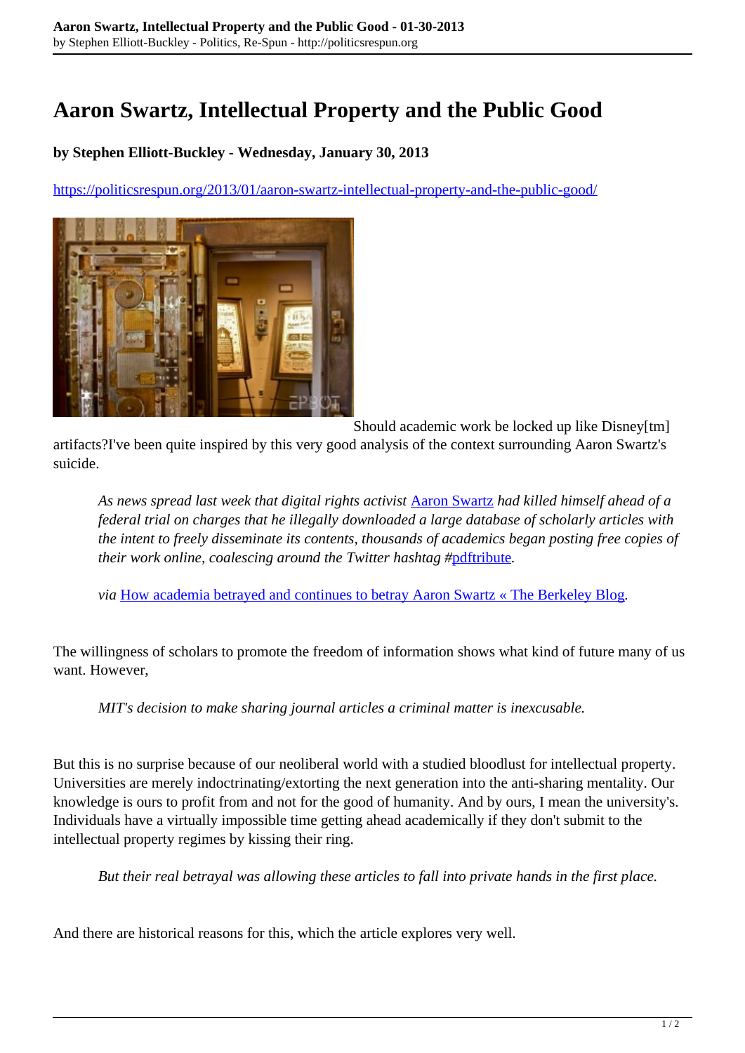# Aaron Swartz, Intellectual Property and the Public Good

**by Stephen Elliott-Buckley - Wednesday, January 30, 2013**

https://politicsrespun.org/2013/01/aaron-swartz-intellectual-property-and-the-public-good/

Should academic work be locked up like Disney[tm] artifacts?I've been quite inspired by this very good analysis of the context surrounding Aaron Swartz's suicide.

> *As news spread last week that digital rights activist* Aaron Swartz *had killed himself ahead of a federal trial on charges that he illegally downloaded a large database of scholarly articles with the intent to freely disseminate its contents, thousands of academics began posting free copies of their work online, coalescing around the Twitter hashtag #*pdftribute*.*
>
> *via* How academia betrayed and continues to betray Aaron Swartz « The Berkeley Blog.

The willingness of scholars to promote the freedom of information shows what kind of future many of us want. However,

> *MIT's decision to make sharing journal articles a criminal matter is inexcusable.*

But this is no surprise because of our neoliberal world with a studied bloodlust for intellectual property. Universities are merely indoctrinating/extorting the next generation into the anti-sharing mentality. Our knowledge is ours to profit from and not for the good of humanity. And by ours, I mean the university's. Individuals have a virtually impossible time getting ahead academically if they don't submit to the intellectual property regimes by kissing their ring.

> *But their real betrayal was allowing these articles to fall into private hands in the first place.*

And there are historical reasons for this, which the article explores very well.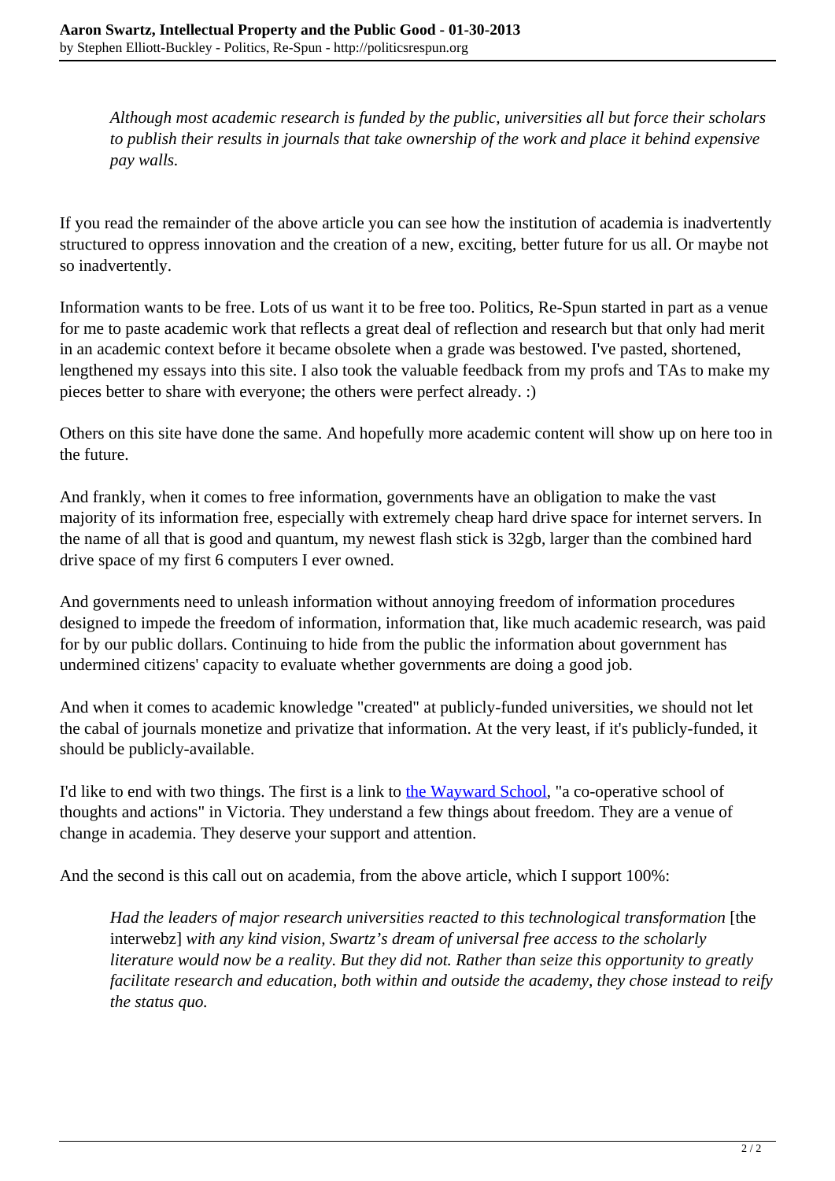> *Although most academic research is funded by the public, universities all but force their scholars to publish their results in journals that take ownership of the work and place it behind expensive pay walls.*

If you read the remainder of the above article you can see how the institution of academia is inadvertently structured to oppress innovation and the creation of a new, exciting, better future for us all. Or maybe not so inadvertently.

Information wants to be free. Lots of us want it to be free too. Politics, Re-Spun started in part as a venue for me to paste academic work that reflects a great deal of reflection and research but that only had merit in an academic context before it became obsolete when a grade was bestowed. I've pasted, shortened, lengthened my essays into this site. I also took the valuable feedback from my profs and TAs to make my pieces better to share with everyone; the others were perfect already. :)

Others on this site have done the same. And hopefully more academic content will show up on here too in the future.

And frankly, when it comes to free information, governments have an obligation to make the vast majority of its information free, especially with extremely cheap hard drive space for internet servers. In the name of all that is good and quantum, my newest flash stick is 32gb, larger than the combined hard drive space of my first 6 computers I ever owned.

And governments need to unleash information without annoying freedom of information procedures designed to impede the freedom of information, information that, like much academic research, was paid for by our public dollars. Continuing to hide from the public the information about government has undermined citizens' capacity to evaluate whether governments are doing a good job.

And when it comes to academic knowledge "created" at publicly-funded universities, we should not let the cabal of journals monetize and privatize that information. At the very least, if it's publicly-funded, it should be publicly-available.

I'd like to end with two things. The first is a link to the Wayward School, "a co-operative school of thoughts and actions" in Victoria. They understand a few things about freedom. They are a venue of change in academia. They deserve your support and attention.

And the second is this call out on academia, from the above article, which I support 100%:

> *Had the leaders of major research universities reacted to this technological transformation* [the interwebz] *with any kind vision, Swartz's dream of universal free access to the scholarly literature would now be a reality. But they did not. Rather than seize this opportunity to greatly facilitate research and education, both within and outside the academy, they chose instead to reify the status quo.*